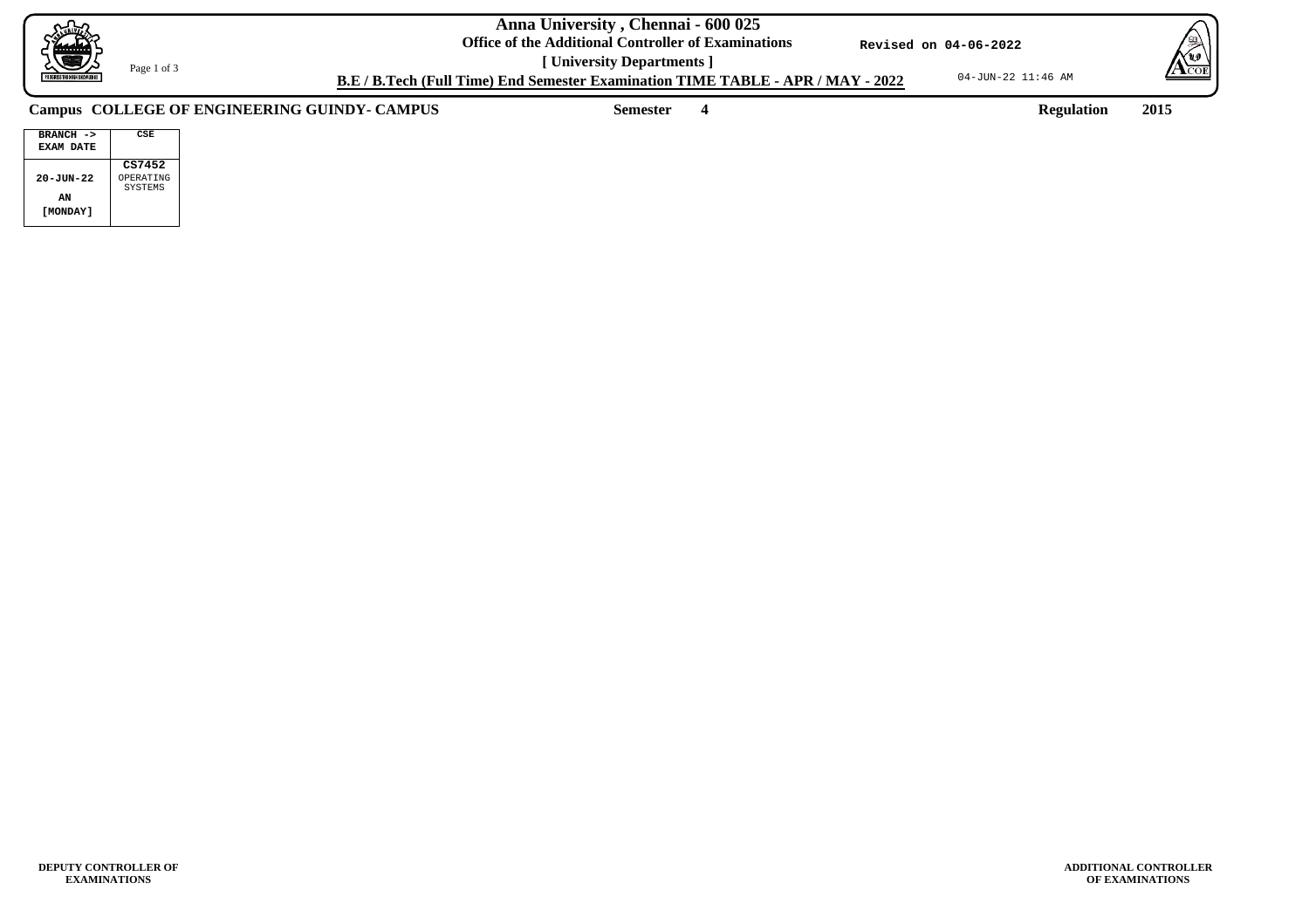# Anna University , Chennai - 600 025

**Office of the Additional Controller of Examinations**

**[ University Departments ]**

**B.E / B.Tech (Full Time) End Semester Examination TIME TABLE - APR / MAY - 2022**

Revised on 04-06-2022

04-JUN-22 11:46 AM

**Campus COLLEGE OF ENGINEERING GUINDY- CAMPUS** **Semester 4** **Regulation 2015**

| BRANCH -> EXAM DATE | CSE |
|---|---|
| 20-JUN-22 AN [MONDAY] | **CS7452** OPERATING SYSTEMS |

**DEPUTY CONTROLLER OF EXAMINATIONS**

**ADDITIONAL CONTROLLER OF EXAMINATIONS**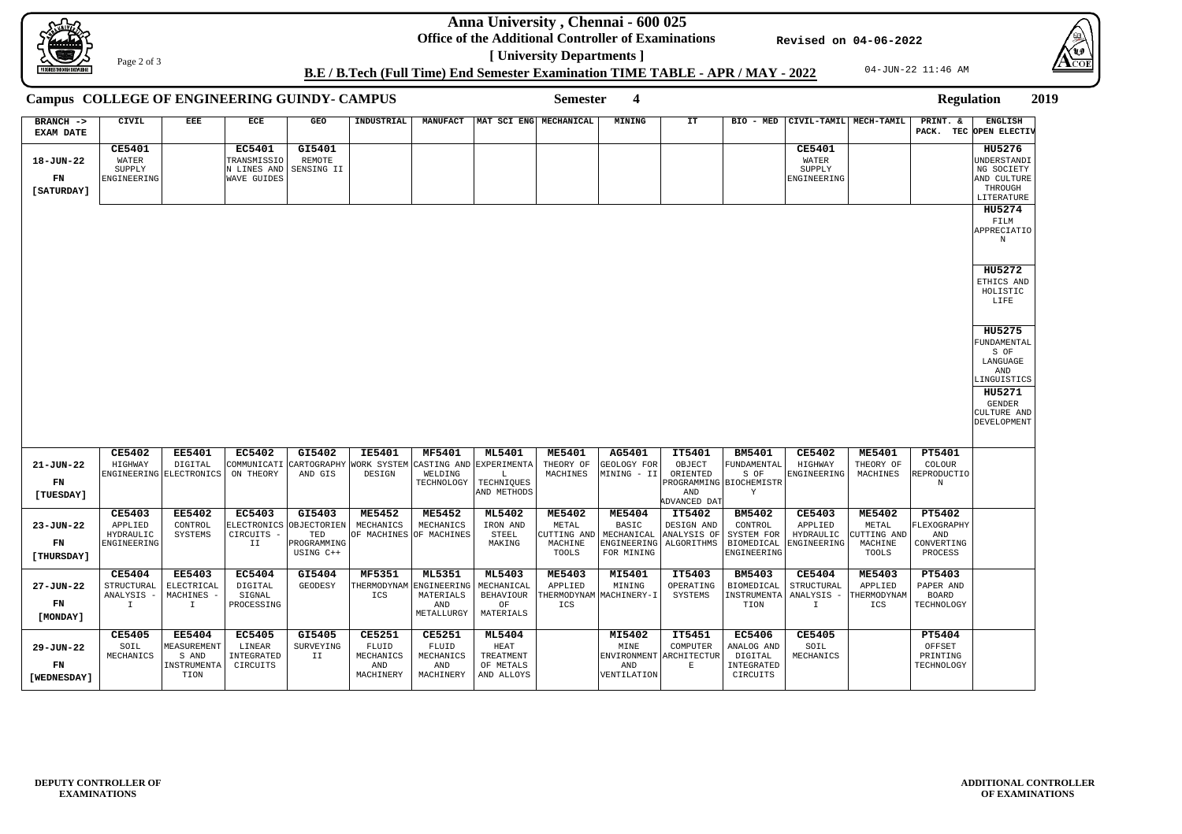# Anna University , Chennai - 600 025

**Office of the Additional Controller of Examinations**

**[ University Departments ]**

Revised on 04-06-2022

**B.E / B.Tech (Full Time) End Semester Examination TIME TABLE - APR / MAY - 2022**

04-JUN-22 11:46 AM

**Campus COLLEGE OF ENGINEERING GUINDY- CAMPUS** **Semester 4** **Regulation 2019**

| BRANCH -> EXAM DATE | CIVIL | EEE | ECE | GEO | INDUSTRIAL | MANUFACT | MAT SCI ENG | MECHANICAL | MINING | IT | BIO - MED | CIVIL-TAMIL | MECH-TAMIL | PRINT. & PACK. TEC | ENGLISH OPEN ELECTIV |
|---|---|---|---|---|---|---|---|---|---|---|---|---|---|---|---|
| 18-JUN-22 FN [SATURDAY] | **CE5401** WATER SUPPLY ENGINEERING | | **EC5401** TRANSMISSION LINES AND WAVE GUIDES | **GI5401** REMOTE SENSING II | | | | | | | | **CE5401** WATER SUPPLY ENGINEERING | | | **HU5276** UNDERSTANDING SOCIETY AND CULTURE THROUGH LITERATURE<br>**HU5274** FILM APPRECIATION<br>**HU5272** ETHICS AND HOLISTIC LIFE<br>**HU5275** FUNDAMENTALS OF LANGUAGE AND LINGUISTICS<br>**HU5271** GENDER CULTURE AND DEVELOPMENT |
| 21-JUN-22 FN [TUESDAY] | **CE5402** HIGHWAY ENGINEERING | **EE5401** DIGITAL ELECTRONICS | **EC5402** COMMUNICATION THEORY | **GI5402** CARTOGRAPHY AND GIS | **IE5401** WORK SYSTEM DESIGN | **MF5401** CASTING AND WELDING TECHNOLOGY | **ML5401** EXPERIMENTAL TECHNIQUES AND METHODS | **ME5401** THEORY OF MACHINES | **AG5401** GEOLOGY FOR MINING - II | **IT5401** OBJECT ORIENTED PROGRAMMING AND ADVANCED DAT | **BM5401** FUNDAMENTALS OF BIOCHEMISTRY | **CE5402** HIGHWAY ENGINEERING | **ME5401** THEORY OF MACHINES | **PT5401** COLOUR REPRODUCTION | |
| 23-JUN-22 FN [THURSDAY] | **CE5403** APPLIED HYDRAULIC ENGINEERING | **EE5402** CONTROL SYSTEMS | **EC5403** ELECTRONICS CIRCUITS - II | **GI5403** OBJECTORIENTED PROGRAMMING USING C++ | **ME5452** MECHANICS OF MACHINES | **ME5452** MECHANICS OF MACHINES | **ML5402** IRON AND STEEL MAKING | **ME5402** METAL CUTTING AND MACHINE TOOLS | **ME5404** BASIC MECHANICAL ENGINEERING FOR MINING | **IT5402** DESIGN AND ANALYSIS OF ALGORITHMS | **BM5402** CONTROL SYSTEM FOR BIOMEDICAL ENGINEERING | **CE5403** APPLIED HYDRAULIC ENGINEERING | **ME5402** METAL CUTTING AND MACHINE TOOLS | **PT5402** FLEXOGRAPHY AND CONVERTING PROCESS | |
| 27-JUN-22 FN [MONDAY] | **CE5404** STRUCTURAL ANALYSIS - I | **EE5403** ELECTRICAL MACHINES - I | **EC5404** DIGITAL SIGNAL PROCESSING | **GI5404** GEODESY | **MF5351** THERMODYNAMICS | **ML5351** ENGINEERING MATERIALS AND METALLURGY | **ML5403** MECHANICAL BEHAVIOUR OF MATERIALS | **ME5403** APPLIED THERMODYNAMICS | **MI5401** MINING MACHINERY-I | **IT5403** OPERATING SYSTEMS | **BM5403** BIOMEDICAL INSTRUMENTATION | **CE5404** STRUCTURAL ANALYSIS - I | **ME5403** APPLIED THERMODYNAMICS | **PT5403** PAPER AND BOARD TECHNOLOGY | |
| 29-JUN-22 FN [WEDNESDAY] | **CE5405** SOIL MECHANICS | **EE5404** MEASUREMENTS AND INSTRUMENTATION | **EC5405** LINEAR INTEGRATED CIRCUITS | **GI5405** SURVEYING II | **CE5251** FLUID MECHANICS AND MACHINERY | **CE5251** FLUID MECHANICS AND MACHINERY | **ML5404** HEAT TREATMENT OF METALS AND ALLOYS | | **MI5402** MINE ENVIRONMENT AND VENTILATION | **IT5451** COMPUTER ARCHITECTURE | **EC5406** ANALOG AND DIGITAL INTEGRATED CIRCUITS | **CE5405** SOIL MECHANICS | | **PT5404** OFFSET PRINTING TECHNOLOGY | |

**DEPUTY CONTROLLER OF EXAMINATIONS**

**ADDITIONAL CONTROLLER OF EXAMINATIONS**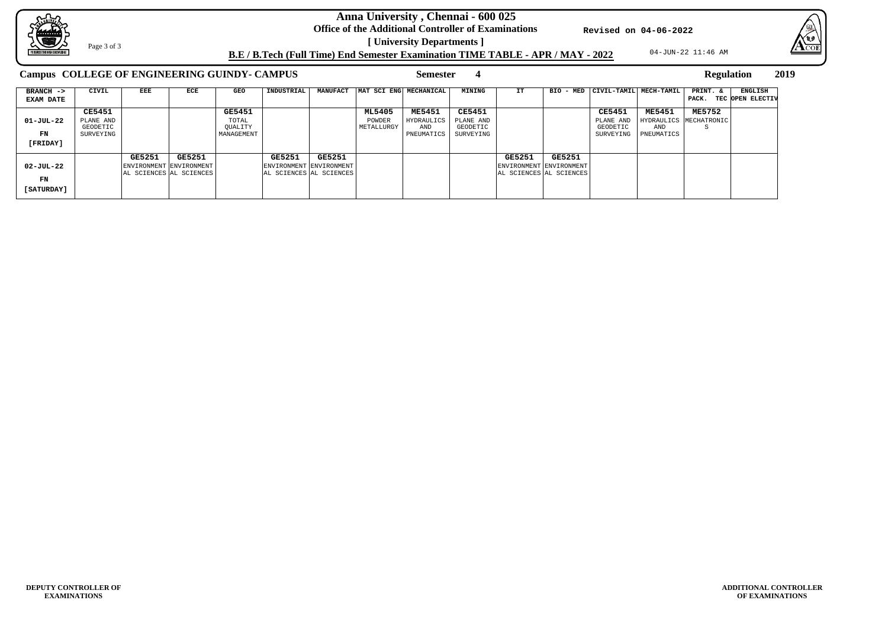# Anna University , Chennai - 600 025

**Office of the Additional Controller of Examinations**

Revised on 04-06-2022

**[ University Departments ]**

**B.E / B.Tech (Full Time) End Semester Examination TIME TABLE - APR / MAY - 2022**

04-JUN-22 11:46 AM

**Campus COLLEGE OF ENGINEERING GUINDY- CAMPUS** | **Semester 4** | **Regulation 2019**

| BRANCH -> EXAM DATE | CIVIL | EEE | ECE | GEO | INDUSTRIAL | MANUFACT | MAT SCI ENG | MECHANICAL | MINING | IT | BIO - MED | CIVIL-TAMIL | MECH-TAMIL | PRINT. & PACK. TEC | ENGLISH OPEN ELECTIV |
|---|---|---|---|---|---|---|---|---|---|---|---|---|---|---|---|
| 01-JUL-22 FN [FRIDAY] | **CE5451** PLANE AND GEODETIC SURVEYING | | | **GE5451** TOTAL QUALITY MANAGEMENT | | | **ML5405** POWDER METALLURGY | **ME5451** HYDRAULICS AND PNEUMATICS | **CE5451** PLANE AND GEODETIC SURVEYING | | | **CE5451** PLANE AND GEODETIC SURVEYING | **ME5451** HYDRAULICS AND PNEUMATICS | **ME5752** MECHATRONICS | |
| 02-JUL-22 FN [SATURDAY] | | **GE5251** ENVIRONMENTAL SCIENCES | **GE5251** ENVIRONMENTAL SCIENCES | | **GE5251** ENVIRONMENTAL SCIENCES | **GE5251** ENVIRONMENTAL SCIENCES | | | | **GE5251** ENVIRONMENTAL SCIENCES | **GE5251** ENVIRONMENTAL SCIENCES | | | | |

**DEPUTY CONTROLLER OF EXAMINATIONS**

**ADDITIONAL CONTROLLER OF EXAMINATIONS**